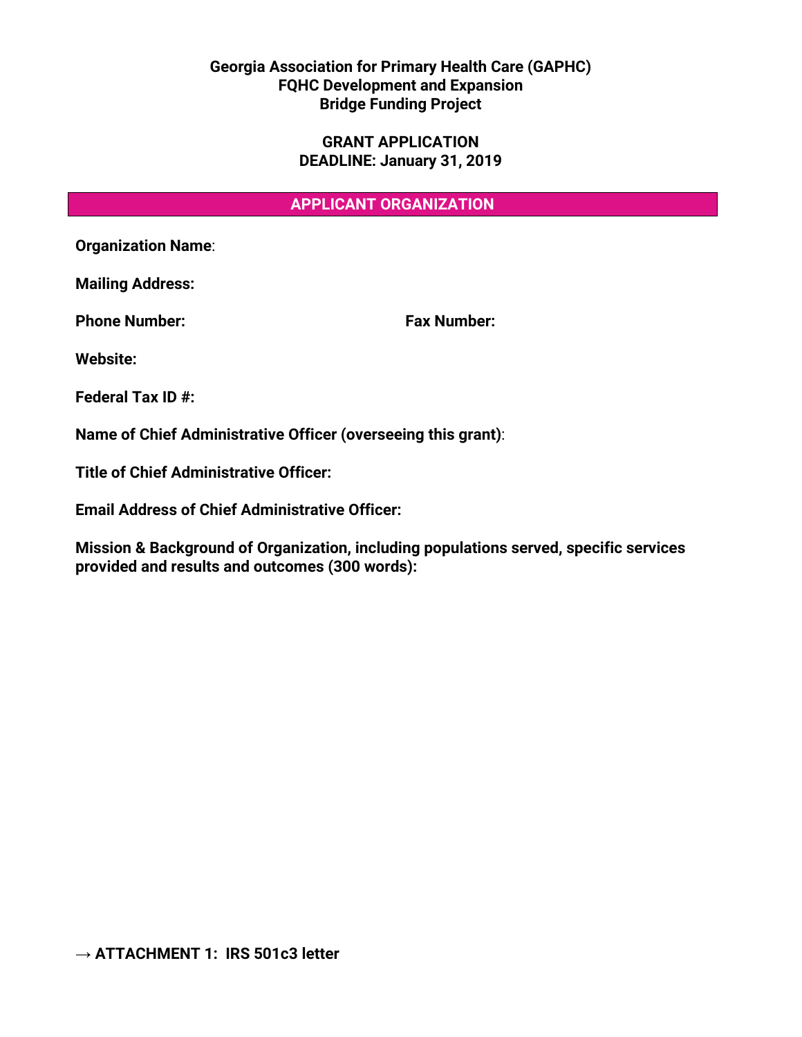**Georgia Association for Primary Health Care (GAPHC)**
**FQHC Development and Expansion**
**Bridge Funding Project**

**GRANT APPLICATION**
**DEADLINE: January 31, 2019**

## APPLICANT ORGANIZATION

**Organization Name**:

**Mailing Address:**

**Phone Number:** **Fax Number:**

**Website:**

**Federal Tax ID #:**

**Name of Chief Administrative Officer (overseeing this grant)**:

**Title of Chief Administrative Officer:**

**Email Address of Chief Administrative Officer:**

**Mission & Background of Organization, including populations served, specific services provided and results and outcomes (300 words):**

**→ ATTACHMENT 1: IRS 501c3 letter**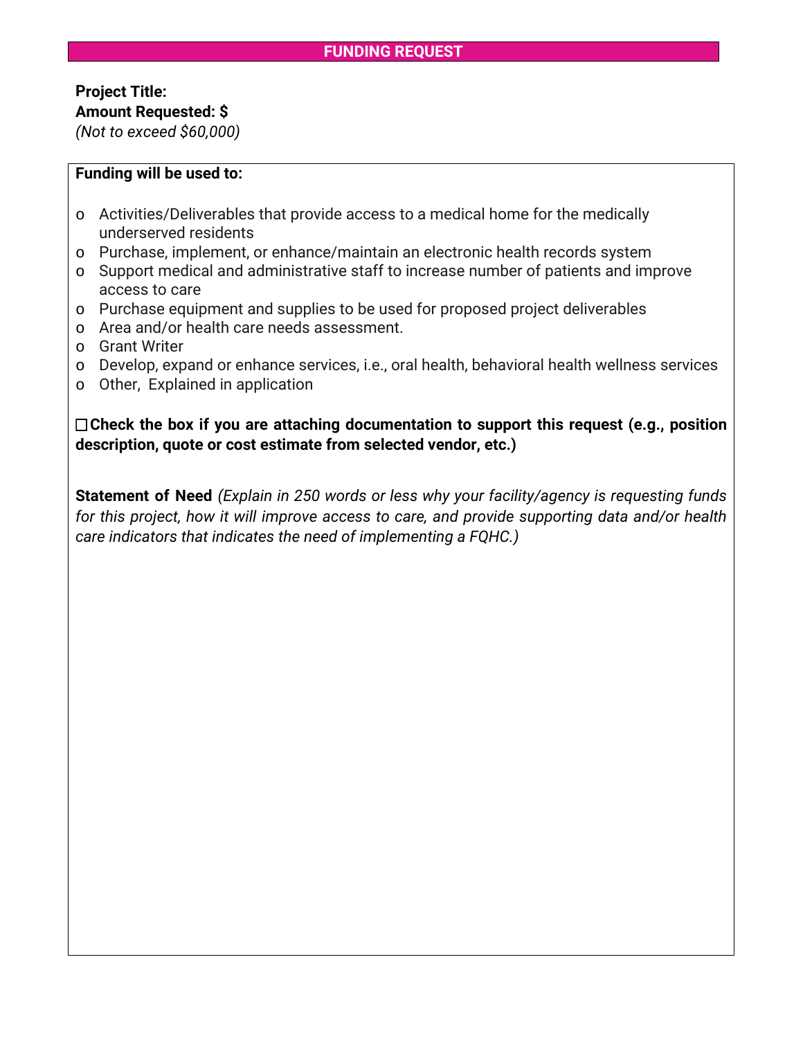## FUNDING REQUEST

**Project Title:**
**Amount Requested: $**
*(Not to exceed $60,000)*

**Funding will be used to:**

- o Activities/Deliverables that provide access to a medical home for the medically underserved residents
- o Purchase, implement, or enhance/maintain an electronic health records system
- o Support medical and administrative staff to increase number of patients and improve access to care
- o Purchase equipment and supplies to be used for proposed project deliverables
- o Area and/or health care needs assessment.
- o Grant Writer
- o Develop, expand or enhance services, i.e., oral health, behavioral health wellness services
- o Other, Explained in application

☐ **Check the box if you are attaching documentation to support this request (e.g., position description, quote or cost estimate from selected vendor, etc.)**

**Statement of Need** *(Explain in 250 words or less why your facility/agency is requesting funds for this project, how it will improve access to care, and provide supporting data and/or health care indicators that indicates the need of implementing a FQHC.)*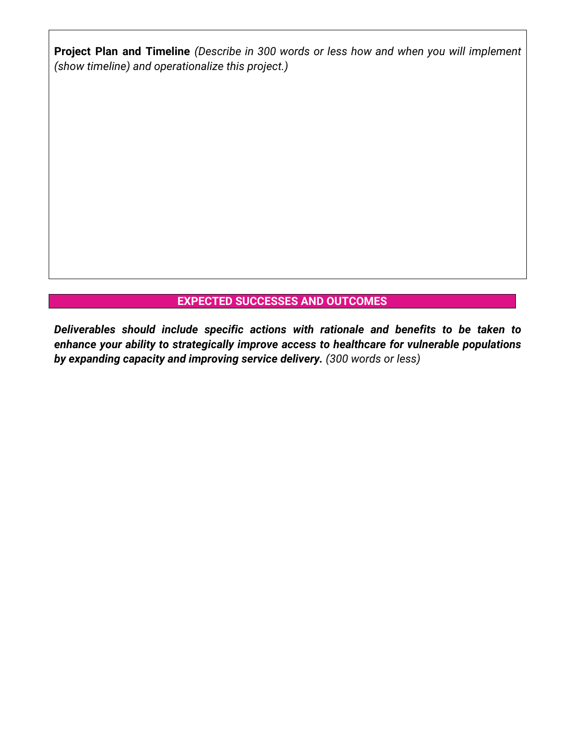**Project Plan and Timeline** *(Describe in 300 words or less how and when you will implement (show timeline) and operationalize this project.)*

## EXPECTED SUCCESSES AND OUTCOMES

***Deliverables should include specific actions with rationale and benefits to be taken to enhance your ability to strategically improve access to healthcare for vulnerable populations by expanding capacity and improving service delivery.*** *(300 words or less)*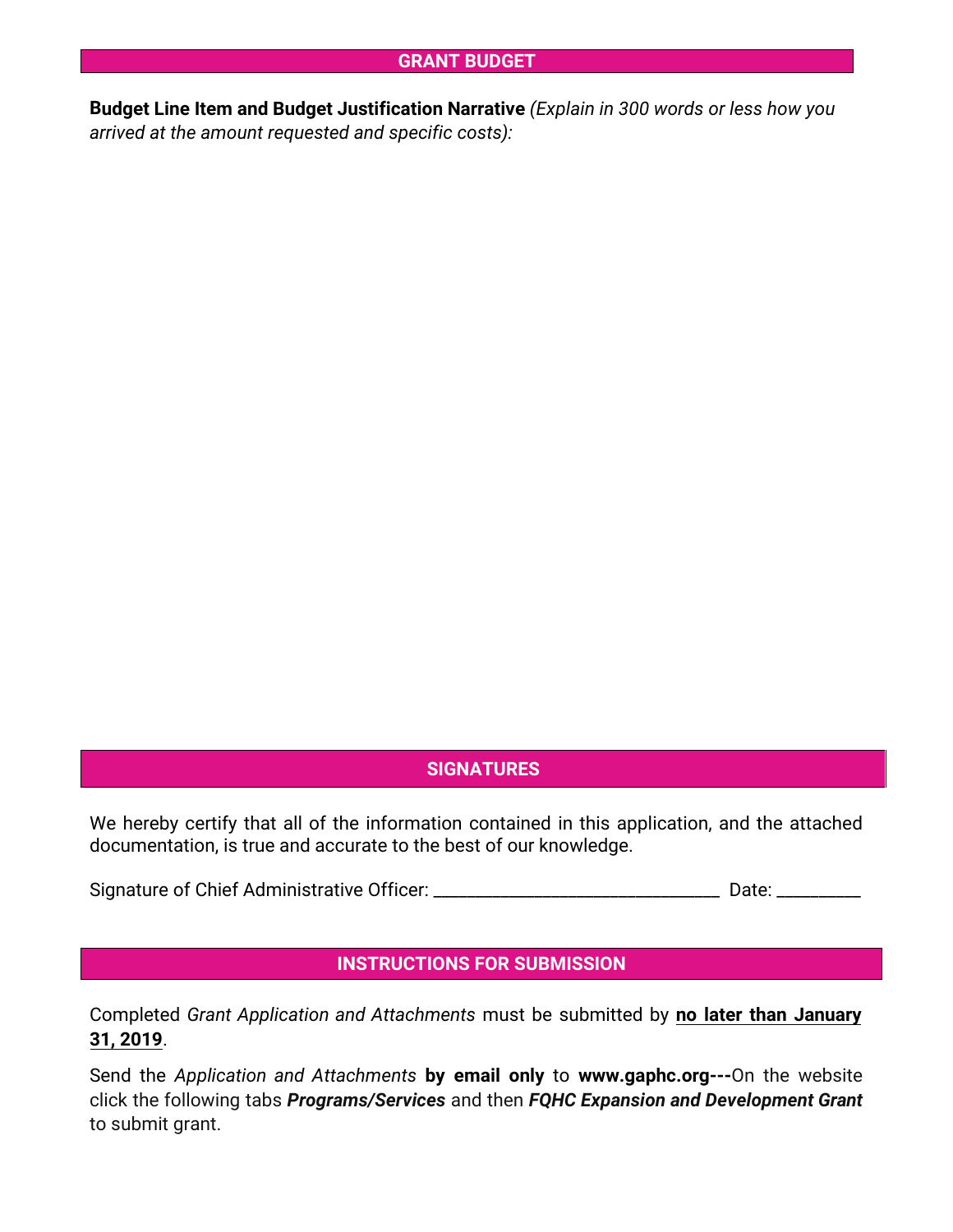## GRANT BUDGET

**Budget Line Item and Budget Justification Narrative** *(Explain in 300 words or less how you arrived at the amount requested and specific costs):*

## SIGNATURES

We hereby certify that all of the information contained in this application, and the attached documentation, is true and accurate to the best of our knowledge.

Signature of Chief Administrative Officer: _______________________________ Date: _________

## INSTRUCTIONS FOR SUBMISSION

Completed *Grant Application and Attachments* must be submitted by **<u>no later than January 31, 2019</u>**.

Send the *Application and Attachments* **by email only** to **www.gaphc.org---**On the website click the following tabs ***Programs/Services*** and then ***FQHC Expansion and Development Grant*** to submit grant.